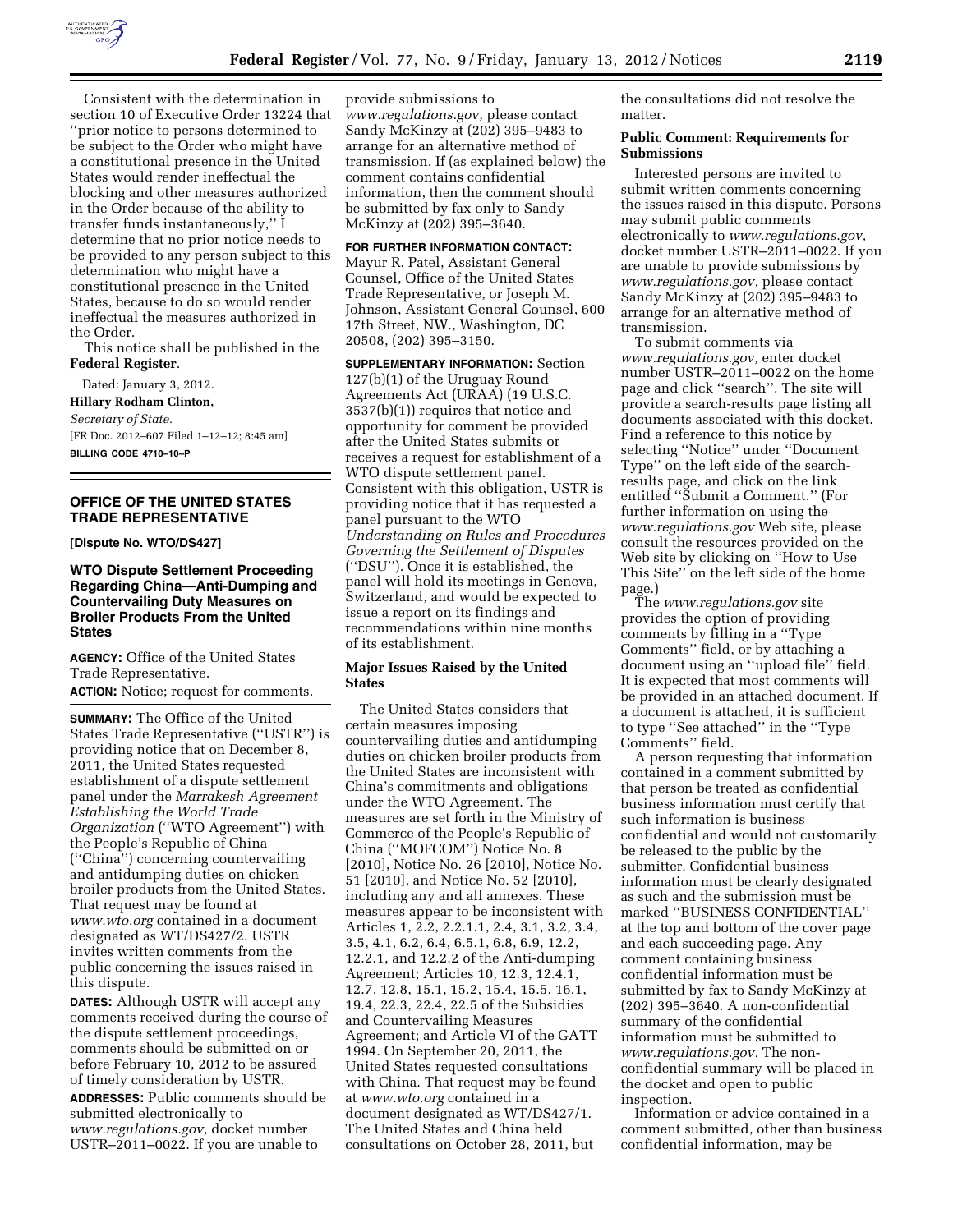Consistent with the determination in section 10 of Executive Order 13224 that ''prior notice to persons determined to be subject to the Order who might have a constitutional presence in the United States would render ineffectual the blocking and other measures authorized in the Order because of the ability to transfer funds instantaneously,'' I determine that no prior notice needs to be provided to any person subject to this determination who might have a constitutional presence in the United States, because to do so would render ineffectual the measures authorized in the Order.

This notice shall be published in the **Federal Register**.

Dated: January 3, 2012.

**Hillary Rodham Clinton,**

*Secretary of State.*

[FR Doc. 2012–607 Filed 1–12–12; 8:45 am]

**BILLING CODE 4710–10–P**

## OFFICE OF THE UNITED STATES TRADE REPRESENTATIVE

**[Dispute No. WTO/DS427]**

### WTO Dispute Settlement Proceeding Regarding China—Anti-Dumping and Countervailing Duty Measures on Broiler Products From the United States

**AGENCY:** Office of the United States Trade Representative.

**ACTION:** Notice; request for comments.

**SUMMARY:** The Office of the United States Trade Representative (''USTR'') is providing notice that on December 8, 2011, the United States requested establishment of a dispute settlement panel under the *Marrakesh Agreement Establishing the World Trade Organization* (''WTO Agreement'') with the People's Republic of China (''China'') concerning countervailing and antidumping duties on chicken broiler products from the United States. That request may be found at *www.wto.org* contained in a document designated as WT/DS427/2. USTR invites written comments from the public concerning the issues raised in this dispute.

**DATES:** Although USTR will accept any comments received during the course of the dispute settlement proceedings, comments should be submitted on or before February 10, 2012 to be assured of timely consideration by USTR.

**ADDRESSES:** Public comments should be submitted electronically to *www.regulations.gov,* docket number USTR–2011–0022. If you are unable to provide submissions to *www.regulations.gov,* please contact Sandy McKinzy at (202) 395–9483 to arrange for an alternative method of transmission. If (as explained below) the comment contains confidential information, then the comment should be submitted by fax only to Sandy McKinzy at (202) 395–3640.

**FOR FURTHER INFORMATION CONTACT:** Mayur R. Patel, Assistant General Counsel, Office of the United States Trade Representative, or Joseph M. Johnson, Assistant General Counsel, 600 17th Street, NW., Washington, DC 20508, (202) 395–3150.

**SUPPLEMENTARY INFORMATION:** Section 127(b)(1) of the Uruguay Round Agreements Act (URAA) (19 U.S.C. 3537(b)(1)) requires that notice and opportunity for comment be provided after the United States submits or receives a request for establishment of a WTO dispute settlement panel. Consistent with this obligation, USTR is providing notice that it has requested a panel pursuant to the WTO *Understanding on Rules and Procedures Governing the Settlement of Disputes* (''DSU''). Once it is established, the panel will hold its meetings in Geneva, Switzerland, and would be expected to issue a report on its findings and recommendations within nine months of its establishment.

#### Major Issues Raised by the United States

The United States considers that certain measures imposing countervailing duties and antidumping duties on chicken broiler products from the United States are inconsistent with China's commitments and obligations under the WTO Agreement. The measures are set forth in the Ministry of Commerce of the People's Republic of China (''MOFCOM'') Notice No. 8 [2010], Notice No. 26 [2010], Notice No. 51 [2010], and Notice No. 52 [2010], including any and all annexes. These measures appear to be inconsistent with Articles 1, 2.2, 2.2.1.1, 2.4, 3.1, 3.2, 3.4, 3.5, 4.1, 6.2, 6.4, 6.5.1, 6.8, 6.9, 12.2, 12.2.1, and 12.2.2 of the Anti-dumping Agreement; Articles 10, 12.3, 12.4.1, 12.7, 12.8, 15.1, 15.2, 15.4, 15.5, 16.1, 19.4, 22.3, 22.4, 22.5 of the Subsidies and Countervailing Measures Agreement; and Article VI of the GATT 1994. On September 20, 2011, the United States requested consultations with China. That request may be found at *www.wto.org* contained in a document designated as WT/DS427/1. The United States and China held consultations on October 28, 2011, but the consultations did not resolve the matter.

#### Public Comment: Requirements for Submissions

Interested persons are invited to submit written comments concerning the issues raised in this dispute. Persons may submit public comments electronically to *www.regulations.gov,* docket number USTR–2011–0022. If you are unable to provide submissions by *www.regulations.gov,* please contact Sandy McKinzy at (202) 395–9483 to arrange for an alternative method of transmission.

To submit comments via *www.regulations.gov,* enter docket number USTR–2011–0022 on the home page and click ''search''. The site will provide a search-results page listing all documents associated with this docket. Find a reference to this notice by selecting ''Notice'' under ''Document Type'' on the left side of the search-results page, and click on the link entitled ''Submit a Comment.'' (For further information on using the *www.regulations.gov* Web site, please consult the resources provided on the Web site by clicking on ''How to Use This Site'' on the left side of the home page.)

The *www.regulations.gov* site provides the option of providing comments by filling in a ''Type Comments'' field, or by attaching a document using an ''upload file'' field. It is expected that most comments will be provided in an attached document. If a document is attached, it is sufficient to type ''See attached'' in the ''Type Comments'' field.

A person requesting that information contained in a comment submitted by that person be treated as confidential business information must certify that such information is business confidential and would not customarily be released to the public by the submitter. Confidential business information must be clearly designated as such and the submission must be marked ''BUSINESS CONFIDENTIAL'' at the top and bottom of the cover page and each succeeding page. Any comment containing business confidential information must be submitted by fax to Sandy McKinzy at (202) 395–3640. A non-confidential summary of the confidential information must be submitted to *www.regulations.gov.* The non-confidential summary will be placed in the docket and open to public inspection.

Information or advice contained in a comment submitted, other than business confidential information, may be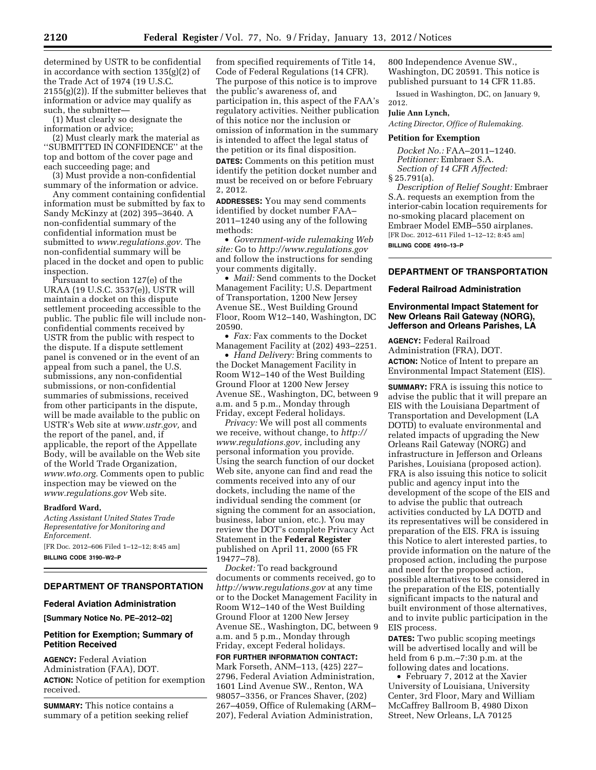determined by USTR to be confidential in accordance with section 135(g)(2) of the Trade Act of 1974 (19 U.S.C. 2155(g)(2)). If the submitter believes that information or advice may qualify as such, the submitter—

(1) Must clearly so designate the information or advice;

(2) Must clearly mark the material as ''SUBMITTED IN CONFIDENCE'' at the top and bottom of the cover page and each succeeding page; and

(3) Must provide a non-confidential summary of the information or advice.

Any comment containing confidential information must be submitted by fax to Sandy McKinzy at (202) 395–3640. A non-confidential summary of the confidential information must be submitted to *www.regulations.gov*. The non-confidential summary will be placed in the docket and open to public inspection.

Pursuant to section 127(e) of the URAA (19 U.S.C. 3537(e)), USTR will maintain a docket on this dispute settlement proceeding accessible to the public. The public file will include non-confidential comments received by USTR from the public with respect to the dispute. If a dispute settlement panel is convened or in the event of an appeal from such a panel, the U.S. submissions, any non-confidential submissions, or non-confidential summaries of submissions, received from other participants in the dispute, will be made available to the public on USTR's Web site at *www.ustr.gov,* and the report of the panel, and, if applicable, the report of the Appellate Body, will be available on the Web site of the World Trade Organization, *www.wto.org.* Comments open to public inspection may be viewed on the *www.regulations.gov* Web site.

**Bradford Ward,**

*Acting Assistant United States Trade Representative for Monitoring and Enforcement.*

[FR Doc. 2012–606 Filed 1–12–12; 8:45 am]

**BILLING CODE 3190–W2–P**

## DEPARTMENT OF TRANSPORTATION

### Federal Aviation Administration

**[Summary Notice No. PE–2012–02]**

### Petition for Exemption; Summary of Petition Received

**AGENCY:** Federal Aviation Administration (FAA), DOT.

**ACTION:** Notice of petition for exemption received.

**SUMMARY:** This notice contains a summary of a petition seeking relief from specified requirements of Title 14, Code of Federal Regulations (14 CFR). The purpose of this notice is to improve the public's awareness of, and participation in, this aspect of the FAA's regulatory activities. Neither publication of this notice nor the inclusion or omission of information in the summary is intended to affect the legal status of the petition or its final disposition.

**DATES:** Comments on this petition must identify the petition docket number and must be received on or before February 2, 2012.

**ADDRESSES:** You may send comments identified by docket number FAA–2011–1240 using any of the following methods:

- *Government-wide rulemaking Web site:* Go to *http://www.regulations.gov* and follow the instructions for sending your comments digitally.
- *Mail:* Send comments to the Docket Management Facility; U.S. Department of Transportation, 1200 New Jersey Avenue SE., West Building Ground Floor, Room W12–140, Washington, DC 20590.
- *Fax:* Fax comments to the Docket Management Facility at (202) 493–2251.
- *Hand Delivery:* Bring comments to the Docket Management Facility in Room W12–140 of the West Building Ground Floor at 1200 New Jersey Avenue SE., Washington, DC, between 9 a.m. and 5 p.m., Monday through Friday, except Federal holidays.

*Privacy:* We will post all comments we receive, without change, to *http://www.regulations.gov,* including any personal information you provide. Using the search function of our docket Web site, anyone can find and read the comments received into any of our dockets, including the name of the individual sending the comment (or signing the comment for an association, business, labor union, etc.). You may review the DOT's complete Privacy Act Statement in the **Federal Register** published on April 11, 2000 (65 FR 19477–78).

*Docket:* To read background documents or comments received, go to *http://www.regulations.gov* at any time or to the Docket Management Facility in Room W12–140 of the West Building Ground Floor at 1200 New Jersey Avenue SE., Washington, DC, between 9 a.m. and 5 p.m., Monday through Friday, except Federal holidays.

**FOR FURTHER INFORMATION CONTACT:** Mark Forseth, ANM–113, (425) 227–2796, Federal Aviation Administration, 1601 Lind Avenue SW., Renton, WA 98057–3356, or Frances Shaver, (202) 267–4059, Office of Rulemaking (ARM–207), Federal Aviation Administration, 800 Independence Avenue SW., Washington, DC 20591. This notice is published pursuant to 14 CFR 11.85.

Issued in Washington, DC, on January 9, 2012.

**Julie Ann Lynch,**

*Acting Director, Office of Rulemaking.*

#### Petition for Exemption

*Docket No.:* FAA–2011–1240.

*Petitioner:* Embraer S.A.

*Section of 14 CFR Affected:* § 25.791(a).

*Description of Relief Sought:* Embraer S.A. requests an exemption from the interior-cabin location requirements for no-smoking placard placement on Embraer Model EMB–550 airplanes.

[FR Doc. 2012–611 Filed 1–12–12; 8:45 am]

**BILLING CODE 4910–13–P**

## DEPARTMENT OF TRANSPORTATION

### Federal Railroad Administration

### Environmental Impact Statement for New Orleans Rail Gateway (NORG), Jefferson and Orleans Parishes, LA

**AGENCY:** Federal Railroad Administration (FRA), DOT.

**ACTION:** Notice of Intent to prepare an Environmental Impact Statement (EIS).

**SUMMARY:** FRA is issuing this notice to advise the public that it will prepare an EIS with the Louisiana Department of Transportation and Development (LA DOTD) to evaluate environmental and related impacts of upgrading the New Orleans Rail Gateway (NORG) and infrastructure in Jefferson and Orleans Parishes, Louisiana (proposed action). FRA is also issuing this notice to solicit public and agency input into the development of the scope of the EIS and to advise the public that outreach activities conducted by LA DOTD and its representatives will be considered in preparation of the EIS. FRA is issuing this Notice to alert interested parties, to provide information on the nature of the proposed action, including the purpose and need for the proposed action, possible alternatives to be considered in the preparation of the EIS, potentially significant impacts to the natural and built environment of those alternatives, and to invite public participation in the EIS process.

**DATES:** Two public scoping meetings will be advertised locally and will be held from 6 p.m.–7:30 p.m. at the following dates and locations.

- February 7, 2012 at the Xavier University of Louisiana, University Center, 3rd Floor, Mary and William McCaffrey Ballroom B, 4980 Dixon Street, New Orleans, LA 70125